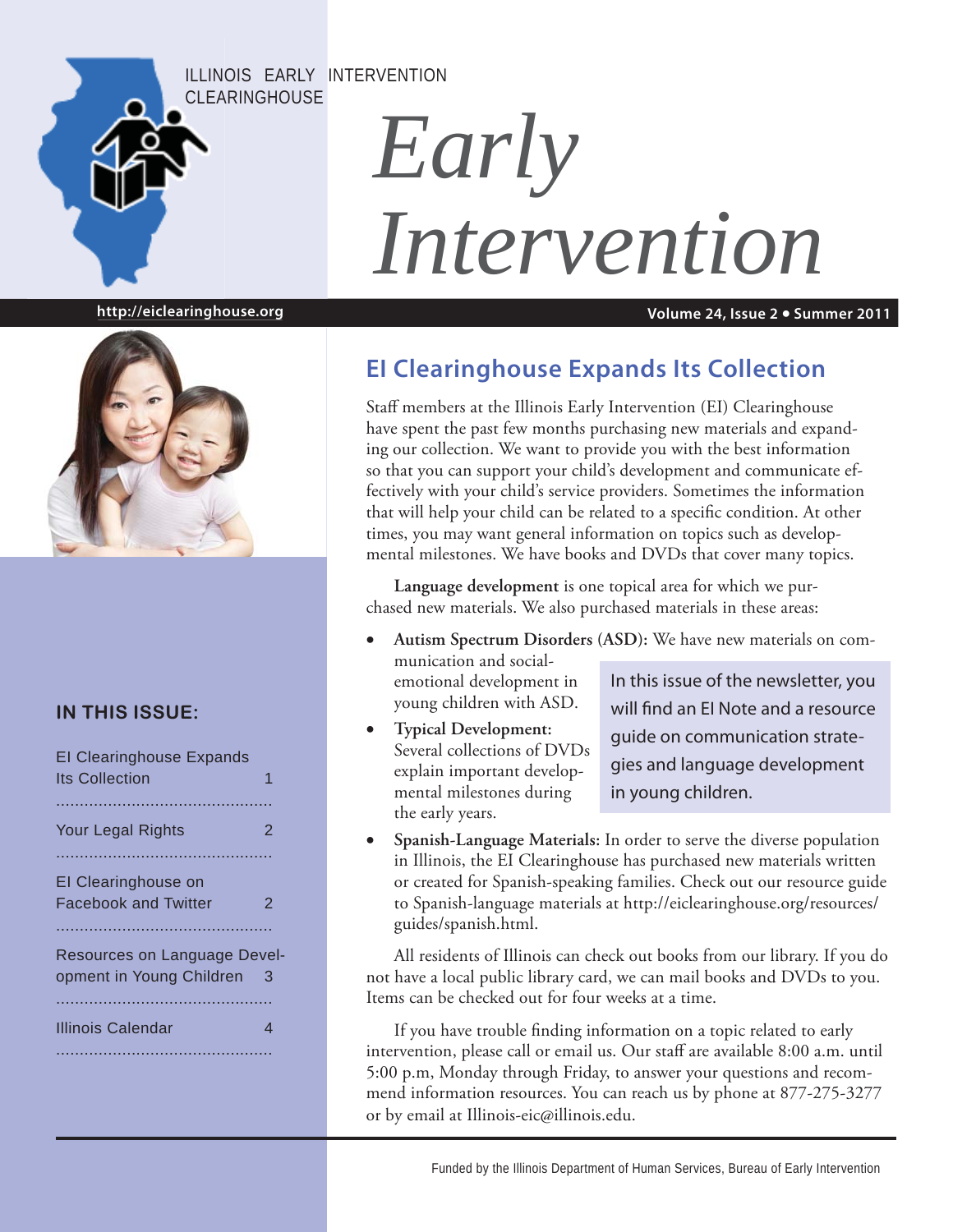ILLINOIS EARLY INTERVENTION CLEARINGHOUSE

# *Early Intervention*

http://eiclearinghouse.org

Volume 24, Issue 2 • Summer 2011

### IN THIS ISSUE:

| | |
|---|---|
| EI Clearinghouse Expands Its Collection | 1 |
| Your Legal Rights | 2 |
| EI Clearinghouse on Facebook and Twitter | 2 |
| Resources on Language Development in Young Children | 3 |
| Illinois Calendar | 4 |

## EI Clearinghouse Expands Its Collection

Staff members at the Illinois Early Intervention (EI) Clearinghouse have spent the past few months purchasing new materials and expanding our collection. We want to provide you with the best information so that you can support your child's development and communicate effectively with your child's service providers. Sometimes the information that will help your child can be related to a specific condition. At other times, you may want general information on topics such as developmental milestones. We have books and DVDs that cover many topics.

**Language development** is one topical area for which we purchased new materials. We also purchased materials in these areas:

- **Autism Spectrum Disorders (ASD):** We have new materials on communication and social-emotional development in young children with ASD.
- **Typical Development:** Several collections of DVDs explain important developmental milestones during the early years.
- **Spanish-Language Materials:** In order to serve the diverse population in Illinois, the EI Clearinghouse has purchased new materials written or created for Spanish-speaking families. Check out our resource guide to Spanish-language materials at http://eiclearinghouse.org/resources/guides/spanish.html.

In this issue of the newsletter, you will find an EI Note and a resource guide on communication strategies and language development in young children.

All residents of Illinois can check out books from our library. If you do not have a local public library card, we can mail books and DVDs to you. Items can be checked out for four weeks at a time.

If you have trouble finding information on a topic related to early intervention, please call or email us. Our staff are available 8:00 a.m. until 5:00 p.m, Monday through Friday, to answer your questions and recommend information resources. You can reach us by phone at 877-275-3227 or by email at Illinois-eic@illinois.edu.

Funded by the Illinois Department of Human Services, Bureau of Early Intervention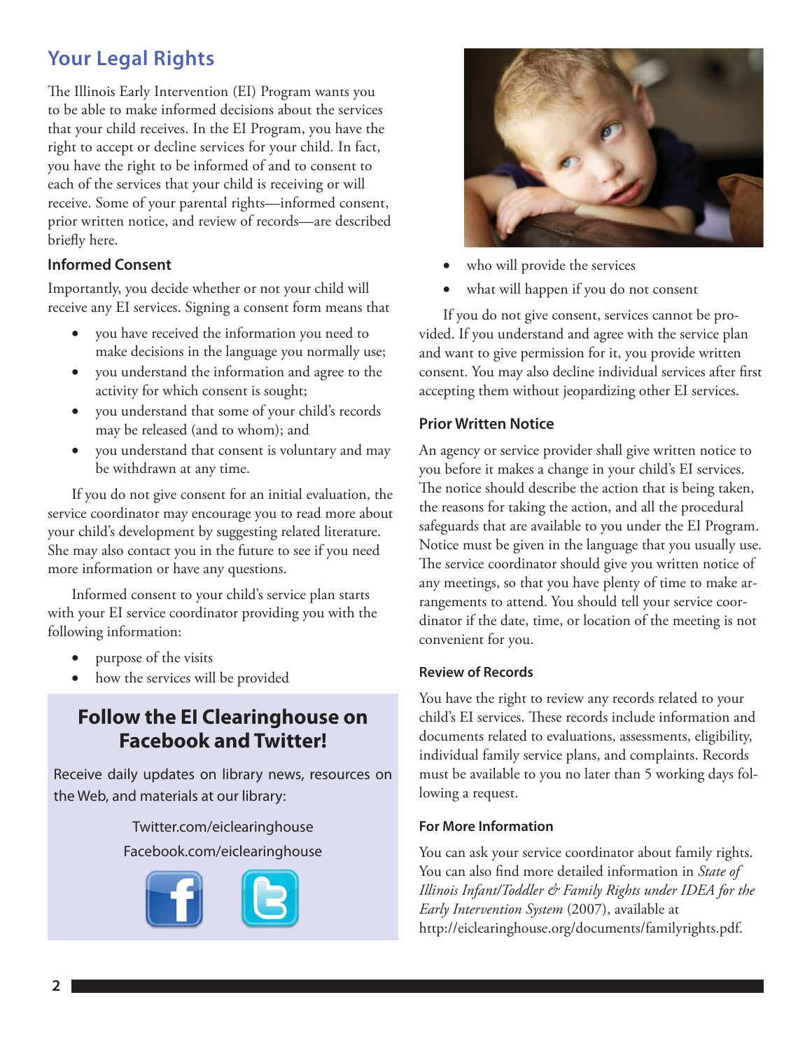## Your Legal Rights

The Illinois Early Intervention (EI) Program wants you to be able to make informed decisions about the services that your child receives. In the EI Program, you have the right to accept or decline services for your child. In fact, you have the right to be informed of and to consent to each of the services that your child is receiving or will receive. Some of your parental rights—informed consent, prior written notice, and review of records—are described briefly here.

### Informed Consent

Importantly, you decide whether or not your child will receive any EI services. Signing a consent form means that

- you have received the information you need to make decisions in the language you normally use;
- you understand the information and agree to the activity for which consent is sought;
- you understand that some of your child's records may be released (and to whom); and
- you understand that consent is voluntary and may be withdrawn at any time.

If you do not give consent for an initial evaluation, the service coordinator may encourage you to read more about your child's development by suggesting related literature. She may also contact you in the future to see if you need more information or have any questions.

Informed consent to your child's service plan starts with your EI service coordinator providing you with the following information:

- purpose of the visits
- how the services will be provided
- who will provide the services
- what will happen if you do not consent

If you do not give consent, services cannot be provided. If you understand and agree with the service plan and want to give permission for it, you provide written consent. You may also decline individual services after first accepting them without jeopardizing other EI services.

### Prior Written Notice

An agency or service provider shall give written notice to you before it makes a change in your child's EI services. The notice should describe the action that is being taken, the reasons for taking the action, and all the procedural safeguards that are available to you under the EI Program. Notice must be given in the language that you usually use. The service coordinator should give you written notice of any meetings, so that you have plenty of time to make arrangements to attend. You should tell your service coordinator if the date, time, or location of the meeting is not convenient for you.

### Review of Records

You have the right to review any records related to your child's EI services. These records include information and documents related to evaluations, assessments, eligibility, individual family service plans, and complaints. Records must be available to you no later than 5 working days following a request.

### For More Information

You can ask your service coordinator about family rights. You can also find more detailed information in *State of Illinois Infant/Toddler & Family Rights under IDEA for the Early Intervention System* (2007), available at http://eiclearinghouse.org/documents/familyrights.pdf.

---

## Follow the EI Clearinghouse on Facebook and Twitter!

Receive daily updates on library news, resources on the Web, and materials at our library:

Twitter.com/eiclearinghouse

Facebook.com/eiclearinghouse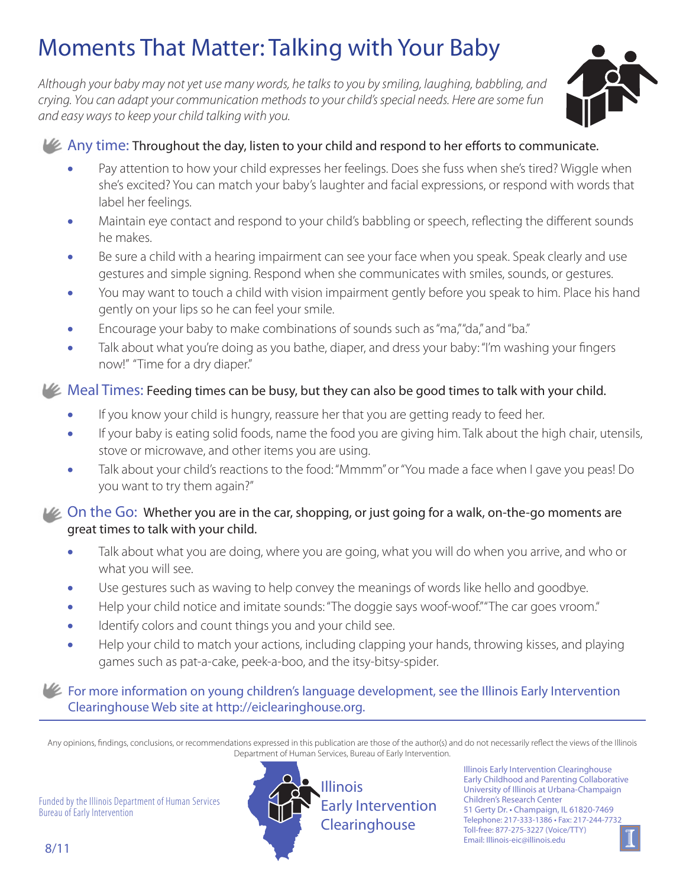# Moments That Matter: Talking with Your Baby

*Although your baby may not yet use many words, he talks to you by smiling, laughing, babbling, and crying. You can adapt your communication methods to your child's special needs. Here are some fun and easy ways to keep your child talking with you.*

## Any time: Throughout the day, listen to your child and respond to her efforts to communicate.

- Pay attention to how your child expresses her feelings. Does she fuss when she's tired? Wiggle when she's excited? You can match your baby's laughter and facial expressions, or respond with words that label her feelings.
- Maintain eye contact and respond to your child's babbling or speech, reflecting the different sounds he makes.
- Be sure a child with a hearing impairment can see your face when you speak. Speak clearly and use gestures and simple signing. Respond when she communicates with smiles, sounds, or gestures.
- You may want to touch a child with vision impairment gently before you speak to him. Place his hand gently on your lips so he can feel your smile.
- Encourage your baby to make combinations of sounds such as "ma," "da," and "ba."
- Talk about what you're doing as you bathe, diaper, and dress your baby: "I'm washing your fingers now!" "Time for a dry diaper."

## Meal Times: Feeding times can be busy, but they can also be good times to talk with your child.

- If you know your child is hungry, reassure her that you are getting ready to feed her.
- If your baby is eating solid foods, name the food you are giving him. Talk about the high chair, utensils, stove or microwave, and other items you are using.
- Talk about your child's reactions to the food: "Mmmm" or "You made a face when I gave you peas! Do you want to try them again?"

## On the Go: Whether you are in the car, shopping, or just going for a walk, on-the-go moments are great times to talk with your child.

- Talk about what you are doing, where you are going, what you will do when you arrive, and who or what you will see.
- Use gestures such as waving to help convey the meanings of words like hello and goodbye.
- Help your child notice and imitate sounds: "The doggie says woof-woof." "The car goes vroom."
- Identify colors and count things you and your child see.
- Help your child to match your actions, including clapping your hands, throwing kisses, and playing games such as pat-a-cake, peek-a-boo, and the itsy-bitsy-spider.

For more information on young children's language development, see the Illinois Early Intervention Clearinghouse Web site at http://eiclearinghouse.org.

---

Any opinions, findings, conclusions, or recommendations expressed in this publication are those of the author(s) and do not necessarily reflect the views of the Illinois Department of Human Services, Bureau of Early Intervention.

Funded by the Illinois Department of Human Services
Bureau of Early Intervention

Illinois Early Intervention Clearinghouse

Illinois Early Intervention Clearinghouse
Early Childhood and Parenting Collaborative
University of Illinois at Urbana-Champaign
Children's Research Center
51 Gerty Dr. • Champaign, IL 61820-7469
Telephone: 217-333-1386 • Fax: 217-244-7732
Toll-free: 877-275-3227 (Voice/TTY)
Email: Illinois-eic@illinois.edu

8/11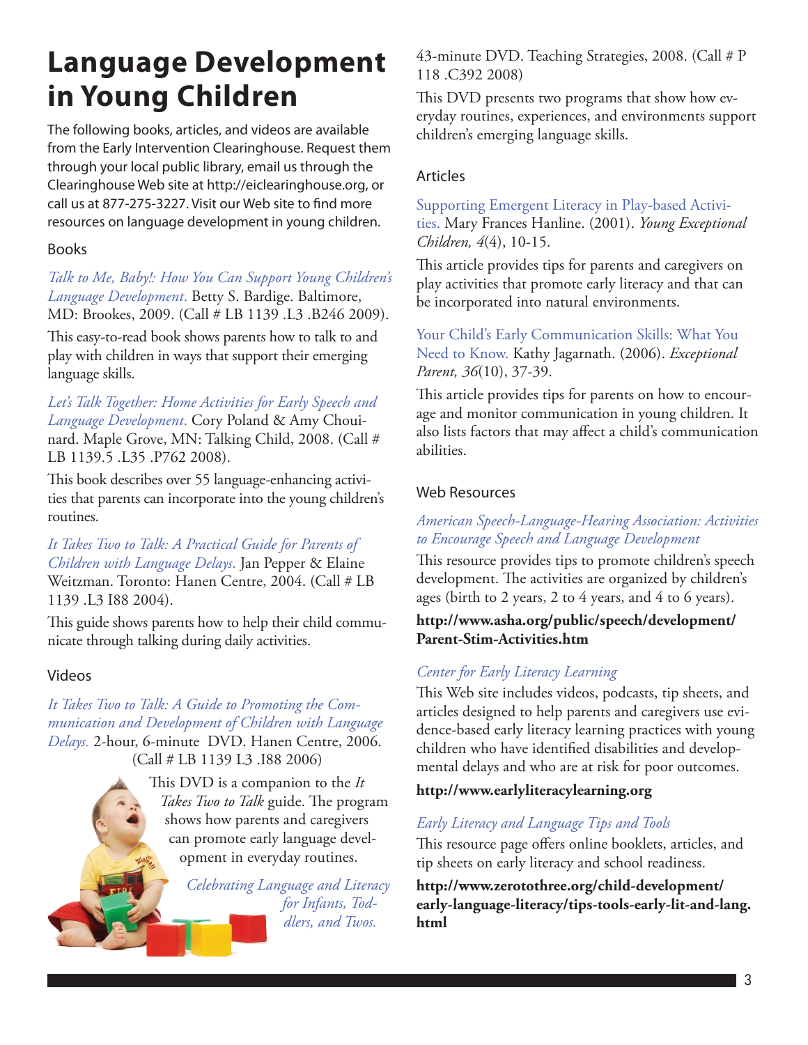# Language Development in Young Children

The following books, articles, and videos are available from the Early Intervention Clearinghouse. Request them through your local public library, email us through the Clearinghouse Web site at http://eiclearinghouse.org, or call us at 877-275-3227. Visit our Web site to find more resources on language development in young children.

## Books

*Talk to Me, Baby!: How You Can Support Young Children's Language Development.* Betty S. Bardige. Baltimore, MD: Brookes, 2009. (Call # LB 1139 .L3 .B246 2009).

This easy-to-read book shows parents how to talk to and play with children in ways that support their emerging language skills.

*Let's Talk Together: Home Activities for Early Speech and Language Development.* Cory Poland & Amy Chouinard. Maple Grove, MN: Talking Child, 2008. (Call # LB 1139.5 .L35 .P762 2008).

This book describes over 55 language-enhancing activities that parents can incorporate into the young children's routines.

*It Takes Two to Talk: A Practical Guide for Parents of Children with Language Delays.* Jan Pepper & Elaine Weitzman. Toronto: Hanen Centre, 2004. (Call # LB 1139 .L3 I88 2004).

This guide shows parents how to help their child communicate through talking during daily activities.

## Videos

*It Takes Two to Talk: A Guide to Promoting the Communication and Development of Children with Language Delays.* 2-hour, 6-minute DVD. Hanen Centre, 2006. (Call # LB 1139 L3 .I88 2006)

This DVD is a companion to the *It Takes Two to Talk* guide. The program shows how parents and caregivers can promote early language development in everyday routines.

*Celebrating Language and Literacy for Infants, Toddlers, and Twos.* 43-minute DVD. Teaching Strategies, 2008. (Call # P 118 .C392 2008)

This DVD presents two programs that show how everyday routines, experiences, and environments support children's emerging language skills.

## Articles

Supporting Emergent Literacy in Play-based Activities. Mary Frances Hanline. (2001). *Young Exceptional Children, 4*(4), 10-15.

This article provides tips for parents and caregivers on play activities that promote early literacy and that can be incorporated into natural environments.

Your Child's Early Communication Skills: What You Need to Know. Kathy Jagarnath. (2006). *Exceptional Parent, 36*(10), 37-39.

This article provides tips for parents on how to encourage and monitor communication in young children. It also lists factors that may affect a child's communication abilities.

## Web Resources

*American Speech-Language-Hearing Association: Activities to Encourage Speech and Language Development*

This resource provides tips to promote children's speech development. The activities are organized by children's ages (birth to 2 years, 2 to 4 years, and 4 to 6 years).

**http://www.asha.org/public/speech/development/Parent-Stim-Activities.htm**

*Center for Early Literacy Learning*

This Web site includes videos, podcasts, tip sheets, and articles designed to help parents and caregivers use evidence-based early literacy learning practices with young children who have identified disabilities and developmental delays and who are at risk for poor outcomes.

**http://www.earlyliteracylearning.org**

*Early Literacy and Language Tips and Tools*

This resource page offers online booklets, articles, and tip sheets on early literacy and school readiness.

**http://www.zerotothree.org/child-development/early-language-literacy/tips-tools-early-lit-and-lang.html**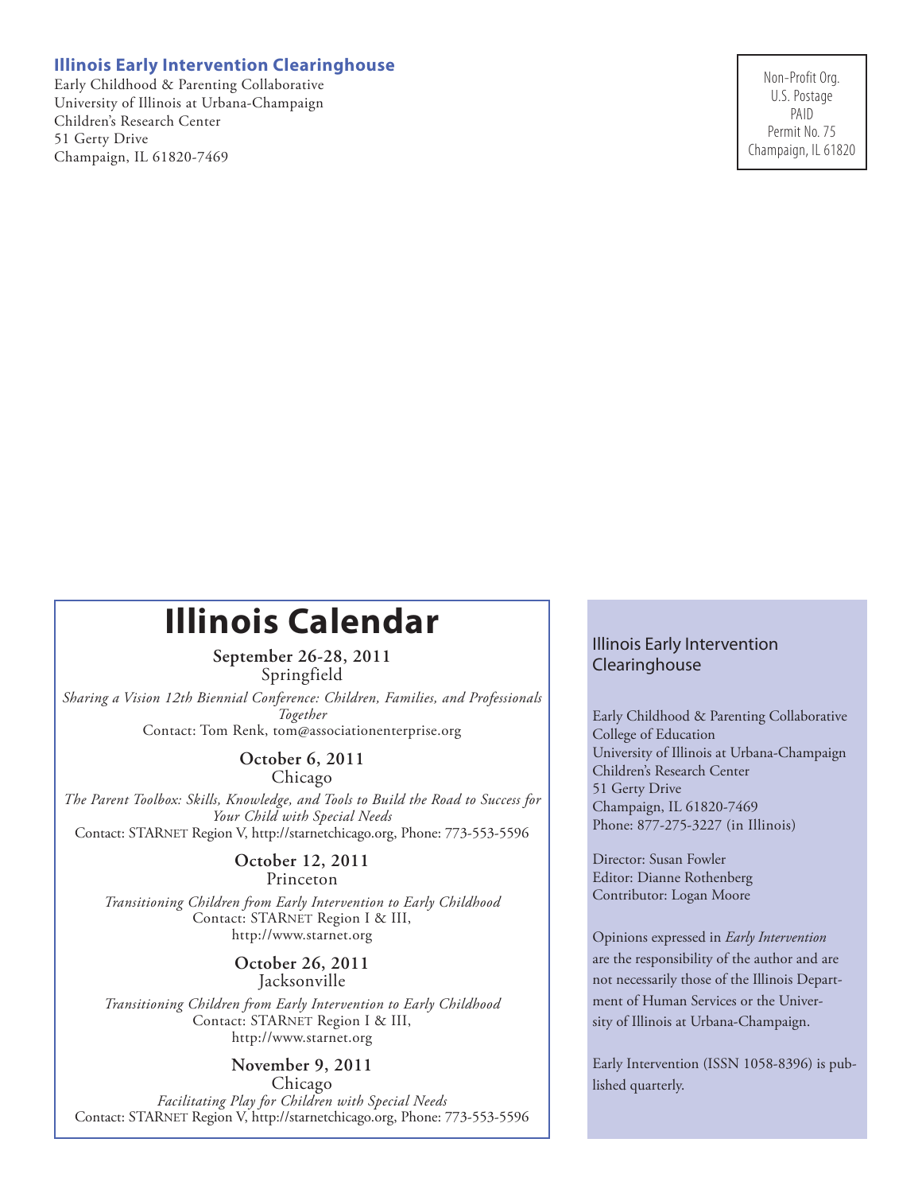**Illinois Early Intervention Clearinghouse**
Early Childhood & Parenting Collaborative
University of Illinois at Urbana-Champaign
Children's Research Center
51 Gerty Drive
Champaign, IL 61820-7469

Non-Profit Org.
U.S. Postage
PAID
Permit No. 75
Champaign, IL 61820

# Illinois Calendar

**September 26-28, 2011**
Springfield
*Sharing a Vision 12th Biennial Conference: Children, Families, and Professionals Together*
Contact: Tom Renk, tom@associationenterprise.org

**October 6, 2011**
Chicago
*The Parent Toolbox: Skills, Knowledge, and Tools to Build the Road to Success for Your Child with Special Needs*
Contact: STARNET Region V, http://starnetchicago.org, Phone: 773-553-5596

**October 12, 2011**
Princeton
*Transitioning Children from Early Intervention to Early Childhood*
Contact: STARNET Region I & III, http://www.starnet.org

**October 26, 2011**
Jacksonville
*Transitioning Children from Early Intervention to Early Childhood*
Contact: STARNET Region I & III, http://www.starnet.org

**November 9, 2011**
Chicago
*Facilitating Play for Children with Special Needs*
Contact: STARNET Region V, http://starnetchicago.org, Phone: 773-553-5596

## Illinois Early Intervention Clearinghouse

Early Childhood & Parenting Collaborative
College of Education
University of Illinois at Urbana-Champaign
Children's Research Center
51 Gerty Drive
Champaign, IL 61820-7469
Phone: 877-275-3227 (in Illinois)

Director: Susan Fowler
Editor: Dianne Rothenberg
Contributor: Logan Moore

Opinions expressed in *Early Intervention* are the responsibility of the author and are not necessarily those of the Illinois Department of Human Services or the University of Illinois at Urbana-Champaign.

Early Intervention (ISSN 1058-8396) is published quarterly.